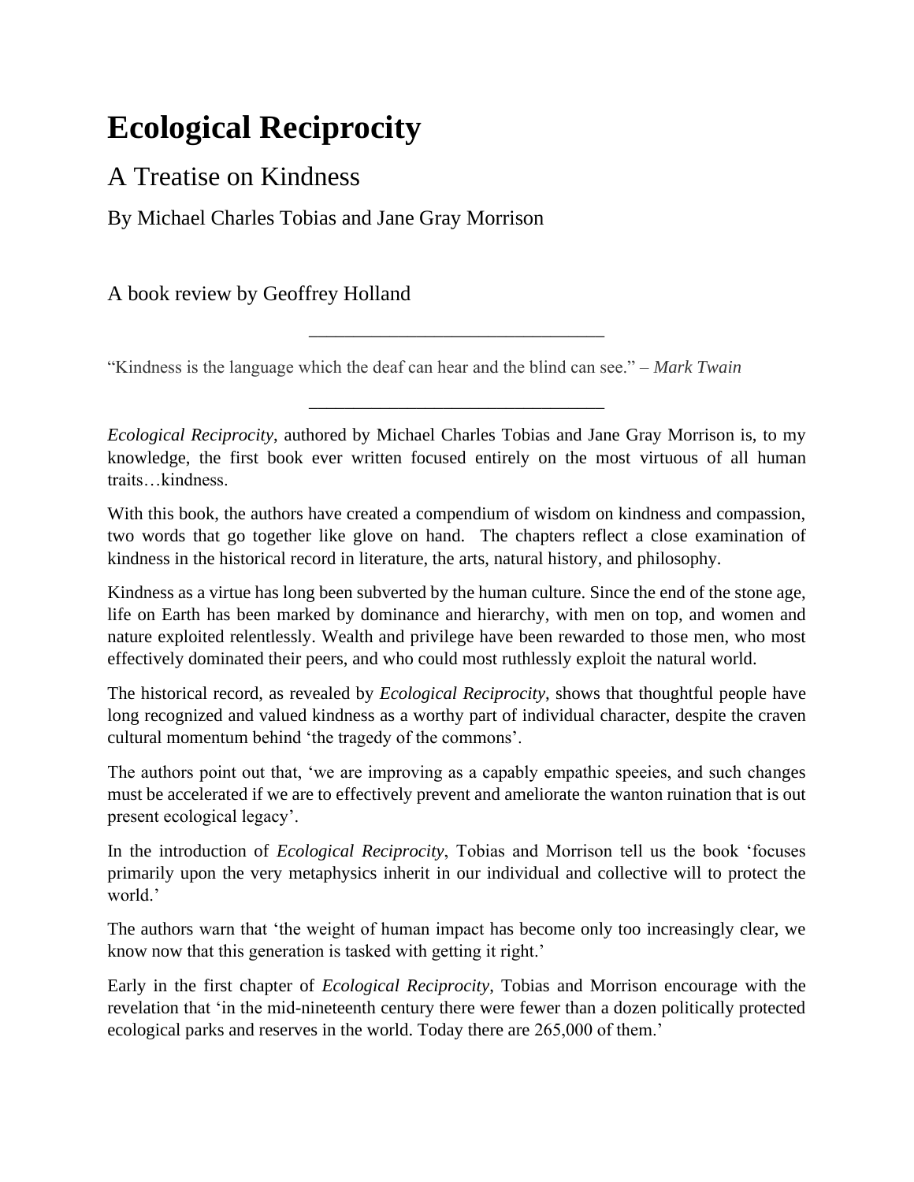# Ecological Reciprocity

## A Treatise on Kindness

By Michael Charles Tobias and Jane Gray Morrison

A book review by Geoffrey Holland

---

"Kindness is the language which the deaf can hear and the blind can see." – *Mark Twain*

---

*Ecological Reciprocity,* authored by Michael Charles Tobias and Jane Gray Morrison is, to my knowledge, the first book ever written focused entirely on the most virtuous of all human traits…kindness.

With this book, the authors have created a compendium of wisdom on kindness and compassion, two words that go together like glove on hand. The chapters reflect a close examination of kindness in the historical record in literature, the arts, natural history, and philosophy.

Kindness as a virtue has long been subverted by the human culture. Since the end of the stone age, life on Earth has been marked by dominance and hierarchy, with men on top, and women and nature exploited relentlessly. Wealth and privilege have been rewarded to those men, who most effectively dominated their peers, and who could most ruthlessly exploit the natural world.

The historical record, as revealed by *Ecological Reciprocity*, shows that thoughtful people have long recognized and valued kindness as a worthy part of individual character, despite the craven cultural momentum behind 'the tragedy of the commons'.

The authors point out that, 'we are improving as a capably empathic speeies, and such changes must be accelerated if we are to effectively prevent and ameliorate the wanton ruination that is out present ecological legacy'.

In the introduction of *Ecological Reciprocity*, Tobias and Morrison tell us the book 'focuses primarily upon the very metaphysics inherit in our individual and collective will to protect the world.'

The authors warn that 'the weight of human impact has become only too increasingly clear, we know now that this generation is tasked with getting it right.'

Early in the first chapter of *Ecological Reciprocity*, Tobias and Morrison encourage with the revelation that 'in the mid-nineteenth century there were fewer than a dozen politically protected ecological parks and reserves in the world. Today there are 265,000 of them.'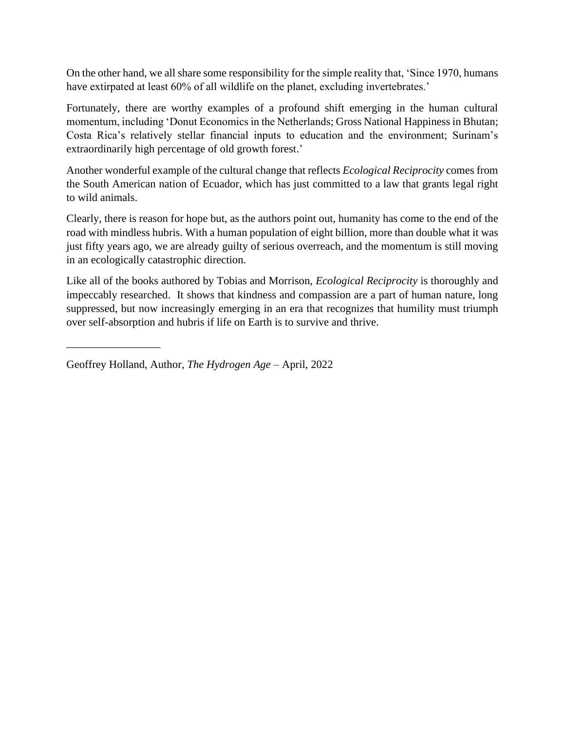On the other hand, we all share some responsibility for the simple reality that, 'Since 1970, humans have extirpated at least 60% of all wildlife on the planet, excluding invertebrates.'

Fortunately, there are worthy examples of a profound shift emerging in the human cultural momentum, including 'Donut Economics in the Netherlands; Gross National Happiness in Bhutan; Costa Rica's relatively stellar financial inputs to education and the environment; Surinam's extraordinarily high percentage of old growth forest.'

Another wonderful example of the cultural change that reflects *Ecological Reciprocity* comes from the South American nation of Ecuador, which has just committed to a law that grants legal right to wild animals.

Clearly, there is reason for hope but, as the authors point out, humanity has come to the end of the road with mindless hubris. With a human population of eight billion, more than double what it was just fifty years ago, we are already guilty of serious overreach, and the momentum is still moving in an ecologically catastrophic direction.

Like all of the books authored by Tobias and Morrison, *Ecological Reciprocity* is thoroughly and impeccably researched. It shows that kindness and compassion are a part of human nature, long suppressed, but now increasingly emerging in an era that recognizes that humility must triumph over self-absorption and hubris if life on Earth is to survive and thrive.

---

Geoffrey Holland, Author, *The Hydrogen Age* – April, 2022